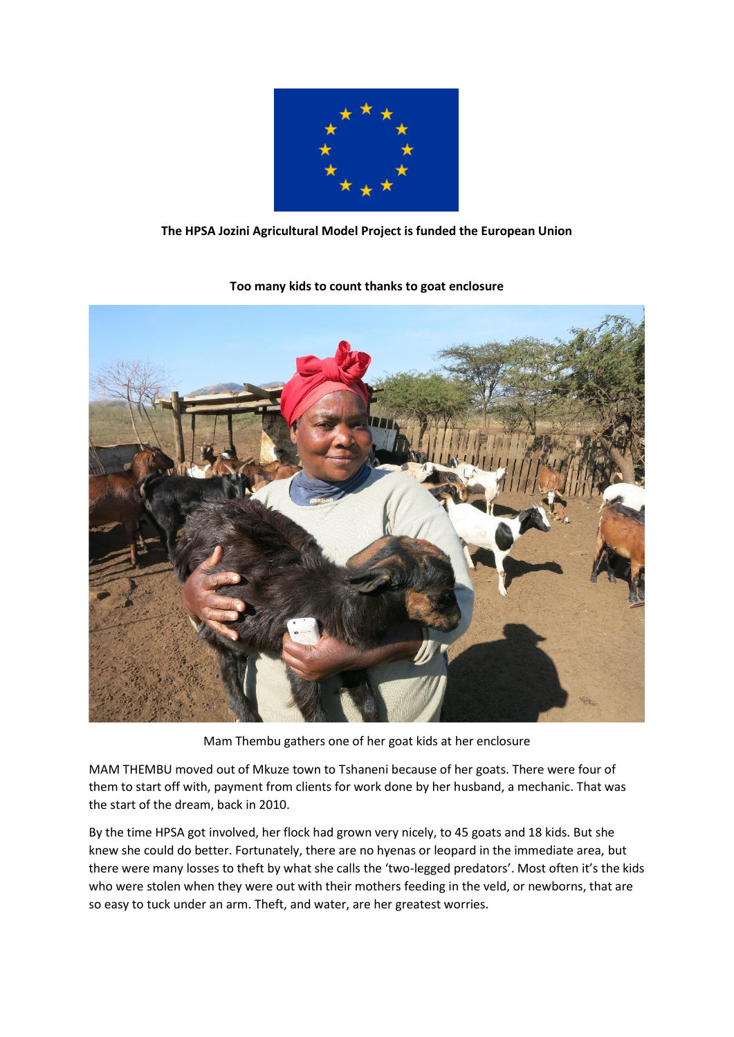**The HPSA Jozini Agricultural Model Project is funded the European Union**

**Too many kids to count thanks to goat enclosure**

Mam Thembu gathers one of her goat kids at her enclosure

MAM THEMBU moved out of Mkuze town to Tshaneni because of her goats. There were four of them to start off with, payment from clients for work done by her husband, a mechanic. That was the start of the dream, back in 2010.

By the time HPSA got involved, her flock had grown very nicely, to 45 goats and 18 kids. But she knew she could do better. Fortunately, there are no hyenas or leopard in the immediate area, but there were many losses to theft by what she calls the 'two-legged predators'. Most often it's the kids who were stolen when they were out with their mothers feeding in the veld, or newborns, that are so easy to tuck under an arm. Theft, and water, are her greatest worries.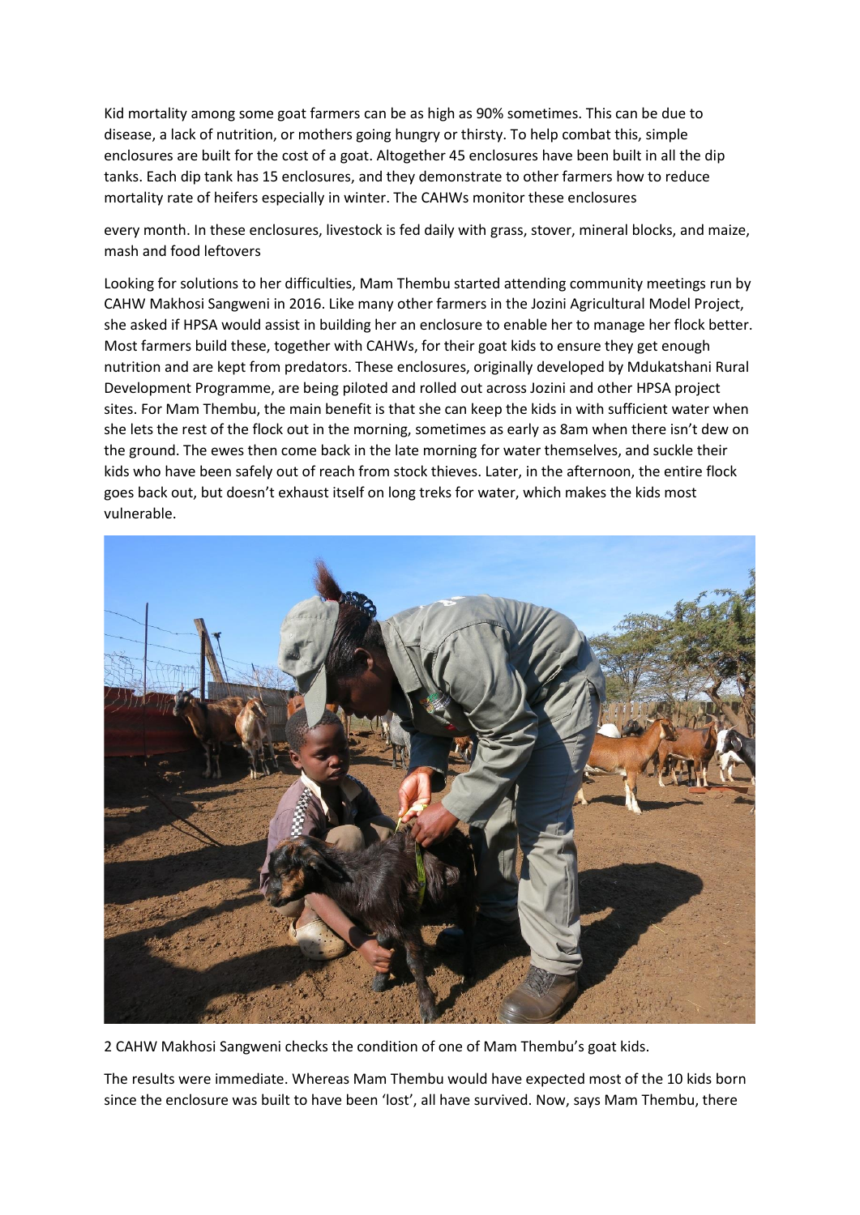Kid mortality among some goat farmers can be as high as 90% sometimes. This can be due to disease, a lack of nutrition, or mothers going hungry or thirsty. To help combat this, simple enclosures are built for the cost of a goat. Altogether 45 enclosures have been built in all the dip tanks. Each dip tank has 15 enclosures, and they demonstrate to other farmers how to reduce mortality rate of heifers especially in winter. The CAHWs monitor these enclosures

every month. In these enclosures, livestock is fed daily with grass, stover, mineral blocks, and maize, mash and food leftovers

Looking for solutions to her difficulties, Mam Thembu started attending community meetings run by CAHW Makhosi Sangweni in 2016. Like many other farmers in the Jozini Agricultural Model Project, she asked if HPSA would assist in building her an enclosure to enable her to manage her flock better. Most farmers build these, together with CAHWs, for their goat kids to ensure they get enough nutrition and are kept from predators. These enclosures, originally developed by Mdukatshani Rural Development Programme, are being piloted and rolled out across Jozini and other HPSA project sites. For Mam Thembu, the main benefit is that she can keep the kids in with sufficient water when she lets the rest of the flock out in the morning, sometimes as early as 8am when there isn't dew on the ground. The ewes then come back in the late morning for water themselves, and suckle their kids who have been safely out of reach from stock thieves. Later, in the afternoon, the entire flock goes back out, but doesn't exhaust itself on long treks for water, which makes the kids most vulnerable.

2 CAHW Makhosi Sangweni checks the condition of one of Mam Thembu's goat kids.

The results were immediate. Whereas Mam Thembu would have expected most of the 10 kids born since the enclosure was built to have been 'lost', all have survived. Now, says Mam Thembu, there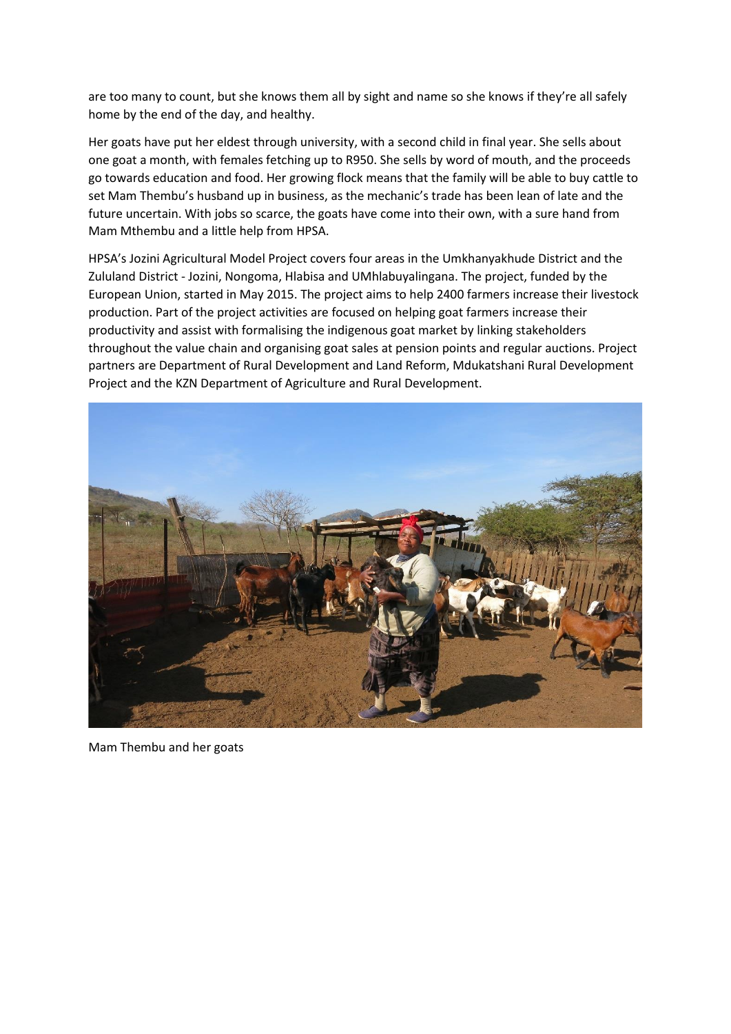are too many to count, but she knows them all by sight and name so she knows if they're all safely home by the end of the day, and healthy.

Her goats have put her eldest through university, with a second child in final year. She sells about one goat a month, with females fetching up to R950. She sells by word of mouth, and the proceeds go towards education and food. Her growing flock means that the family will be able to buy cattle to set Mam Thembu's husband up in business, as the mechanic's trade has been lean of late and the future uncertain. With jobs so scarce, the goats have come into their own, with a sure hand from Mam Mthembu and a little help from HPSA.

HPSA's Jozini Agricultural Model Project covers four areas in the Umkhanyakhude District and the Zululand District - Jozini, Nongoma, Hlabisa and UMhlabuyalingana. The project, funded by the European Union, started in May 2015. The project aims to help 2400 farmers increase their livestock production. Part of the project activities are focused on helping goat farmers increase their productivity and assist with formalising the indigenous goat market by linking stakeholders throughout the value chain and organising goat sales at pension points and regular auctions. Project partners are Department of Rural Development and Land Reform, Mdukatshani Rural Development Project and the KZN Department of Agriculture and Rural Development.

Mam Thembu and her goats